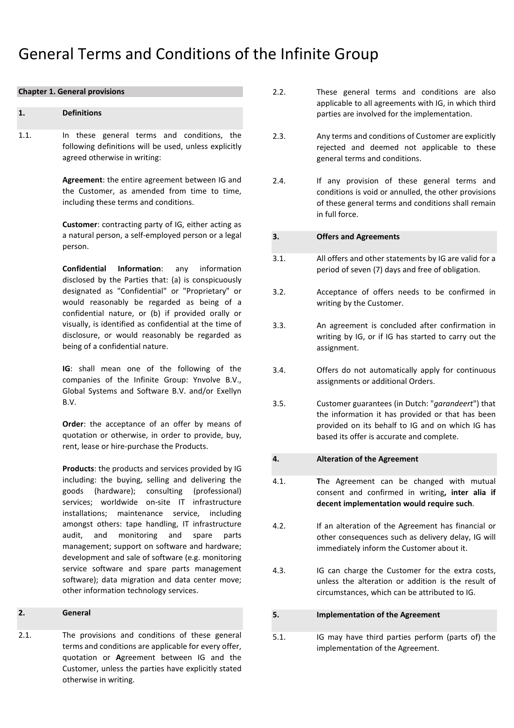# General Terms and Conditions of the Infinite Group

## Chapter 1. General provisions

### 1. Definitions

1.1. In these general terms and conditions, the following definitions will be used, unless explicitly agreed otherwise in writing:

**Agreement**: the entire agreement between IG and the Customer, as amended from time to time, including these terms and conditions.

**Customer**: contracting party of IG, either acting as a natural person, a self-employed person or a legal person.

**Confidential Information**: any information disclosed by the Parties that: (a) is conspicuously designated as "Confidential" or "Proprietary" or would reasonably be regarded as being of a confidential nature, or (b) if provided orally or visually, is identified as confidential at the time of disclosure, or would reasonably be regarded as being of a confidential nature.

**IG**: shall mean one of the following of the companies of the Infinite Group: Ynvolve B.V., Global Systems and Software B.V. and/or Exellyn B.V.

**Order**: the acceptance of an offer by means of quotation or otherwise, in order to provide, buy, rent, lease or hire-purchase the Products.

**Products**: the products and services provided by IG including: the buying, selling and delivering the goods (hardware); consulting (professional) services; worldwide on-site IT infrastructure installations; maintenance service, including amongst others: tape handling, IT infrastructure audit, and monitoring and spare parts management; support on software and hardware; development and sale of software (e.g. monitoring service software and spare parts management software); data migration and data center move; other information technology services.

### 2. General

2.1. The provisions and conditions of these general terms and conditions are applicable for every offer, quotation or **A**greement between IG and the Customer, unless the parties have explicitly stated otherwise in writing.

2.2. These general terms and conditions are also applicable to all agreements with IG, in which third parties are involved for the implementation.

2.3. Any terms and conditions of Customer are explicitly rejected and deemed not applicable to these general terms and conditions.

2.4. If any provision of these general terms and conditions is void or annulled, the other provisions of these general terms and conditions shall remain in full force.

### 3. Offers and Agreements

3.1. All offers and other statements by IG are valid for a period of seven (7) days and free of obligation.

3.2. Acceptance of offers needs to be confirmed in writing by the Customer.

3.3. An agreement is concluded after confirmation in writing by IG, or if IG has started to carry out the assignment.

3.4. Offers do not automatically apply for continuous assignments or additional Orders.

3.5. Customer guarantees (in Dutch: "*garandeert*") that the information it has provided or that has been provided on its behalf to IG and on which IG has based its offer is accurate and complete.

### 4. Alteration of the Agreement

4.1. **T**he Agreement can be changed with mutual consent and confirmed in writing**, inter alia if decent implementation would require such**.

4.2. If an alteration of the Agreement has financial or other consequences such as delivery delay, IG will immediately inform the Customer about it.

4.3. IG can charge the Customer for the extra costs, unless the alteration or addition is the result of circumstances, which can be attributed to IG.

### 5. Implementation of the Agreement

5.1. IG may have third parties perform (parts of) the implementation of the Agreement.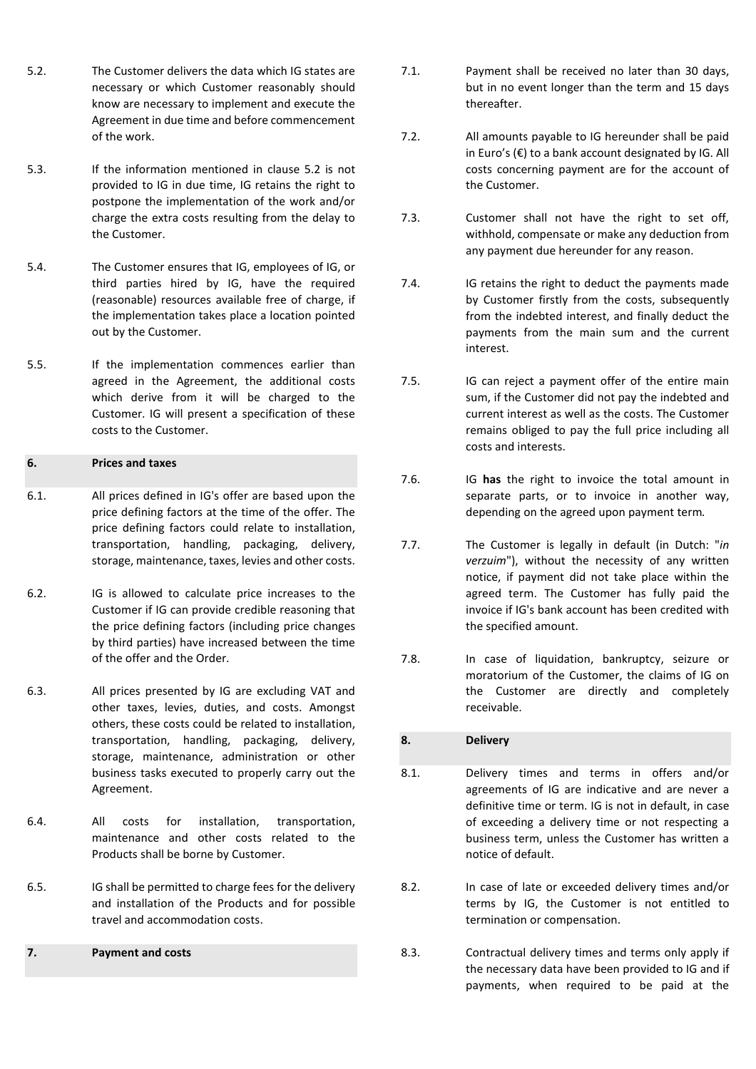5.2. The Customer delivers the data which IG states are necessary or which Customer reasonably should know are necessary to implement and execute the Agreement in due time and before commencement of the work.

5.3. If the information mentioned in clause 5.2 is not provided to IG in due time, IG retains the right to postpone the implementation of the work and/or charge the extra costs resulting from the delay to the Customer.

5.4. The Customer ensures that IG, employees of IG, or third parties hired by IG, have the required (reasonable) resources available free of charge, if the implementation takes place a location pointed out by the Customer.

5.5. If the implementation commences earlier than agreed in the Agreement, the additional costs which derive from it will be charged to the Customer. IG will present a specification of these costs to the Customer.

## 6. Prices and taxes

6.1. All prices defined in IG's offer are based upon the price defining factors at the time of the offer. The price defining factors could relate to installation, transportation, handling, packaging, delivery, storage, maintenance, taxes, levies and other costs.

6.2. IG is allowed to calculate price increases to the Customer if IG can provide credible reasoning that the price defining factors (including price changes by third parties) have increased between the time of the offer and the Order.

6.3. All prices presented by IG are excluding VAT and other taxes, levies, duties, and costs. Amongst others, these costs could be related to installation, transportation, handling, packaging, delivery, storage, maintenance, administration or other business tasks executed to properly carry out the Agreement.

6.4. All costs for installation, transportation, maintenance and other costs related to the Products shall be borne by Customer.

6.5. IG shall be permitted to charge fees for the delivery and installation of the Products and for possible travel and accommodation costs.

## 7. Payment and costs

7.1. Payment shall be received no later than 30 days, but in no event longer than the term and 15 days thereafter.

7.2. All amounts payable to IG hereunder shall be paid in Euro's (€) to a bank account designated by IG. All costs concerning payment are for the account of the Customer.

7.3. Customer shall not have the right to set off, withhold, compensate or make any deduction from any payment due hereunder for any reason.

7.4. IG retains the right to deduct the payments made by Customer firstly from the costs, subsequently from the indebted interest, and finally deduct the payments from the main sum and the current interest.

7.5. IG can reject a payment offer of the entire main sum, if the Customer did not pay the indebted and current interest as well as the costs. The Customer remains obliged to pay the full price including all costs and interests.

7.6. IG **has** the right to invoice the total amount in separate parts, or to invoice in another way, depending on the agreed upon payment term.

7.7. The Customer is legally in default (in Dutch: "*in verzuim*"), without the necessity of any written notice, if payment did not take place within the agreed term. The Customer has fully paid the invoice if IG's bank account has been credited with the specified amount.

7.8. In case of liquidation, bankruptcy, seizure or moratorium of the Customer, the claims of IG on the Customer are directly and completely receivable.

## 8. Delivery

8.1. Delivery times and terms in offers and/or agreements of IG are indicative and are never a definitive time or term. IG is not in default, in case of exceeding a delivery time or not respecting a business term, unless the Customer has written a notice of default.

8.2. In case of late or exceeded delivery times and/or terms by IG, the Customer is not entitled to termination or compensation.

8.3. Contractual delivery times and terms only apply if the necessary data have been provided to IG and if payments, when required to be paid at the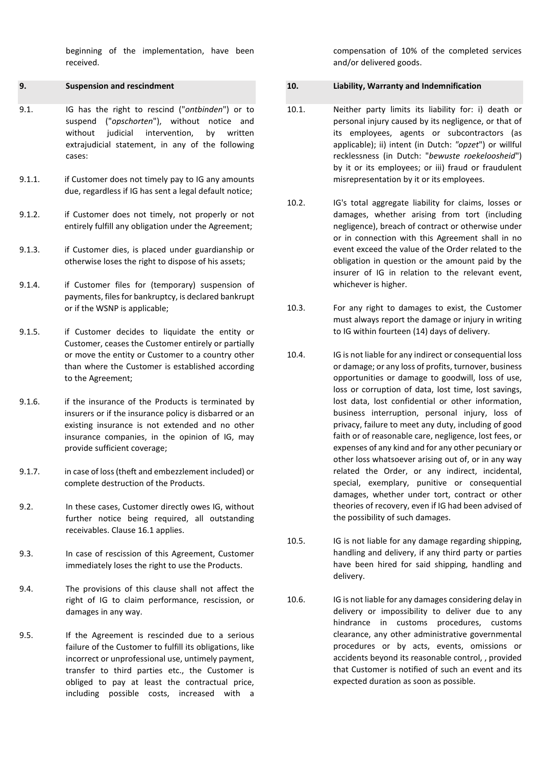beginning of the implementation, have been received.

## 9. Suspension and rescindment

9.1. IG has the right to rescind ("*ontbinden*") or to suspend ("*opschorten*"), without notice and without judicial intervention, by written extrajudicial statement, in any of the following cases:

9.1.1. if Customer does not timely pay to IG any amounts due, regardless if IG has sent a legal default notice;

9.1.2. if Customer does not timely, not properly or not entirely fulfill any obligation under the Agreement;

9.1.3. if Customer dies, is placed under guardianship or otherwise loses the right to dispose of his assets;

9.1.4. if Customer files for (temporary) suspension of payments, files for bankruptcy, is declared bankrupt or if the WSNP is applicable;

9.1.5. if Customer decides to liquidate the entity or Customer, ceases the Customer entirely or partially or move the entity or Customer to a country other than where the Customer is established according to the Agreement;

9.1.6. if the insurance of the Products is terminated by insurers or if the insurance policy is disbarred or an existing insurance is not extended and no other insurance companies, in the opinion of IG, may provide sufficient coverage;

9.1.7. in case of loss (theft and embezzlement included) or complete destruction of the Products.

9.2. In these cases, Customer directly owes IG, without further notice being required, all outstanding receivables. Clause 16.1 applies.

9.3. In case of rescission of this Agreement, Customer immediately loses the right to use the Products.

9.4. The provisions of this clause shall not affect the right of IG to claim performance, rescission, or damages in any way.

9.5. If the Agreement is rescinded due to a serious failure of the Customer to fulfill its obligations, like incorrect or unprofessional use, untimely payment, transfer to third parties etc., the Customer is obliged to pay at least the contractual price, including possible costs, increased with a compensation of 10% of the completed services and/or delivered goods.

## 10. Liability, Warranty and Indemnification

10.1. Neither party limits its liability for: i) death or personal injury caused by its negligence, or that of its employees, agents or subcontractors (as applicable); ii) intent (in Dutch: *"opzet"*) or willful recklessness (in Dutch: "*bewuste roekeloosheid*") by it or its employees; or iii) fraud or fraudulent misrepresentation by it or its employees.

10.2. IG's total aggregate liability for claims, losses or damages, whether arising from tort (including negligence), breach of contract or otherwise under or in connection with this Agreement shall in no event exceed the value of the Order related to the obligation in question or the amount paid by the insurer of IG in relation to the relevant event, whichever is higher.

10.3. For any right to damages to exist, the Customer must always report the damage or injury in writing to IG within fourteen (14) days of delivery.

10.4. IG is not liable for any indirect or consequential loss or damage; or any loss of profits, turnover, business opportunities or damage to goodwill, loss of use, loss or corruption of data, lost time, lost savings, lost data, lost confidential or other information, business interruption, personal injury, loss of privacy, failure to meet any duty, including of good faith or of reasonable care, negligence, lost fees, or expenses of any kind and for any other pecuniary or other loss whatsoever arising out of, or in any way related the Order, or any indirect, incidental, special, exemplary, punitive or consequential damages, whether under tort, contract or other theories of recovery, even if IG had been advised of the possibility of such damages.

10.5. IG is not liable for any damage regarding shipping, handling and delivery, if any third party or parties have been hired for said shipping, handling and delivery.

10.6. IG is not liable for any damages considering delay in delivery or impossibility to deliver due to any hindrance in customs procedures, customs clearance, any other administrative governmental procedures or by acts, events, omissions or accidents beyond its reasonable control, , provided that Customer is notified of such an event and its expected duration as soon as possible.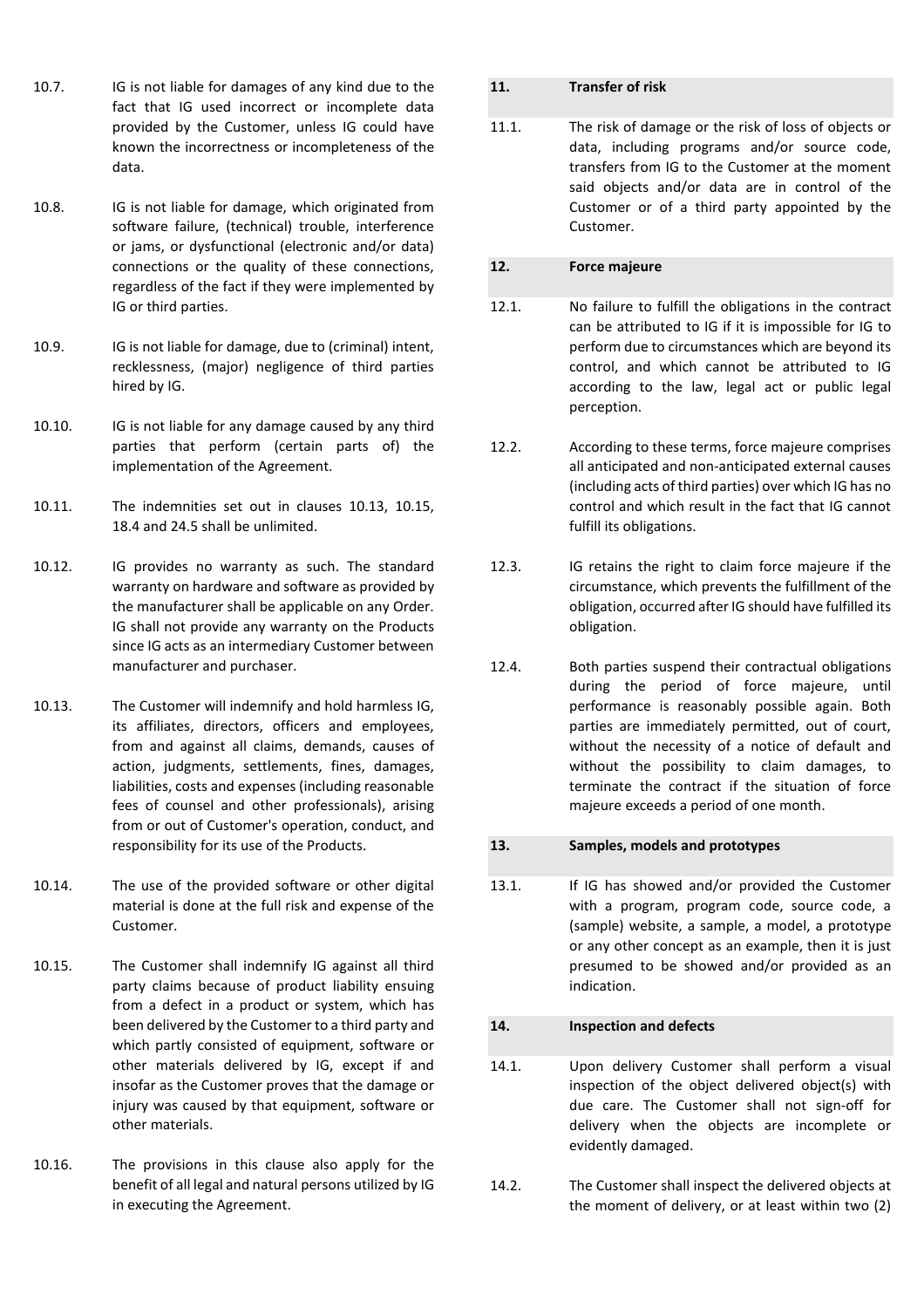10.7. IG is not liable for damages of any kind due to the fact that IG used incorrect or incomplete data provided by the Customer, unless IG could have known the incorrectness or incompleteness of the data.

10.8. IG is not liable for damage, which originated from software failure, (technical) trouble, interference or jams, or dysfunctional (electronic and/or data) connections or the quality of these connections, regardless of the fact if they were implemented by IG or third parties.

10.9. IG is not liable for damage, due to (criminal) intent, recklessness, (major) negligence of third parties hired by IG.

10.10. IG is not liable for any damage caused by any third parties that perform (certain parts of) the implementation of the Agreement.

10.11. The indemnities set out in clauses 10.13, 10.15, 18.4 and 24.5 shall be unlimited.

10.12. IG provides no warranty as such. The standard warranty on hardware and software as provided by the manufacturer shall be applicable on any Order. IG shall not provide any warranty on the Products since IG acts as an intermediary Customer between manufacturer and purchaser.

10.13. The Customer will indemnify and hold harmless IG, its affiliates, directors, officers and employees, from and against all claims, demands, causes of action, judgments, settlements, fines, damages, liabilities, costs and expenses (including reasonable fees of counsel and other professionals), arising from or out of Customer's operation, conduct, and responsibility for its use of the Products.

10.14. The use of the provided software or other digital material is done at the full risk and expense of the Customer.

10.15. The Customer shall indemnify IG against all third party claims because of product liability ensuing from a defect in a product or system, which has been delivered by the Customer to a third party and which partly consisted of equipment, software or other materials delivered by IG, except if and insofar as the Customer proves that the damage or injury was caused by that equipment, software or other materials.

10.16. The provisions in this clause also apply for the benefit of all legal and natural persons utilized by IG in executing the Agreement.

## 11. Transfer of risk

11.1. The risk of damage or the risk of loss of objects or data, including programs and/or source code, transfers from IG to the Customer at the moment said objects and/or data are in control of the Customer or of a third party appointed by the Customer.

## 12. Force majeure

12.1. No failure to fulfill the obligations in the contract can be attributed to IG if it is impossible for IG to perform due to circumstances which are beyond its control, and which cannot be attributed to IG according to the law, legal act or public legal perception.

12.2. According to these terms, force majeure comprises all anticipated and non-anticipated external causes (including acts of third parties) over which IG has no control and which result in the fact that IG cannot fulfill its obligations.

12.3. IG retains the right to claim force majeure if the circumstance, which prevents the fulfillment of the obligation, occurred after IG should have fulfilled its obligation.

12.4. Both parties suspend their contractual obligations during the period of force majeure, until performance is reasonably possible again. Both parties are immediately permitted, out of court, without the necessity of a notice of default and without the possibility to claim damages, to terminate the contract if the situation of force majeure exceeds a period of one month.

## 13. Samples, models and prototypes

13.1. If IG has showed and/or provided the Customer with a program, program code, source code, a (sample) website, a sample, a model, a prototype or any other concept as an example, then it is just presumed to be showed and/or provided as an indication.

## 14. Inspection and defects

14.1. Upon delivery Customer shall perform a visual inspection of the object delivered object(s) with due care. The Customer shall not sign-off for delivery when the objects are incomplete or evidently damaged.

14.2. The Customer shall inspect the delivered objects at the moment of delivery, or at least within two (2)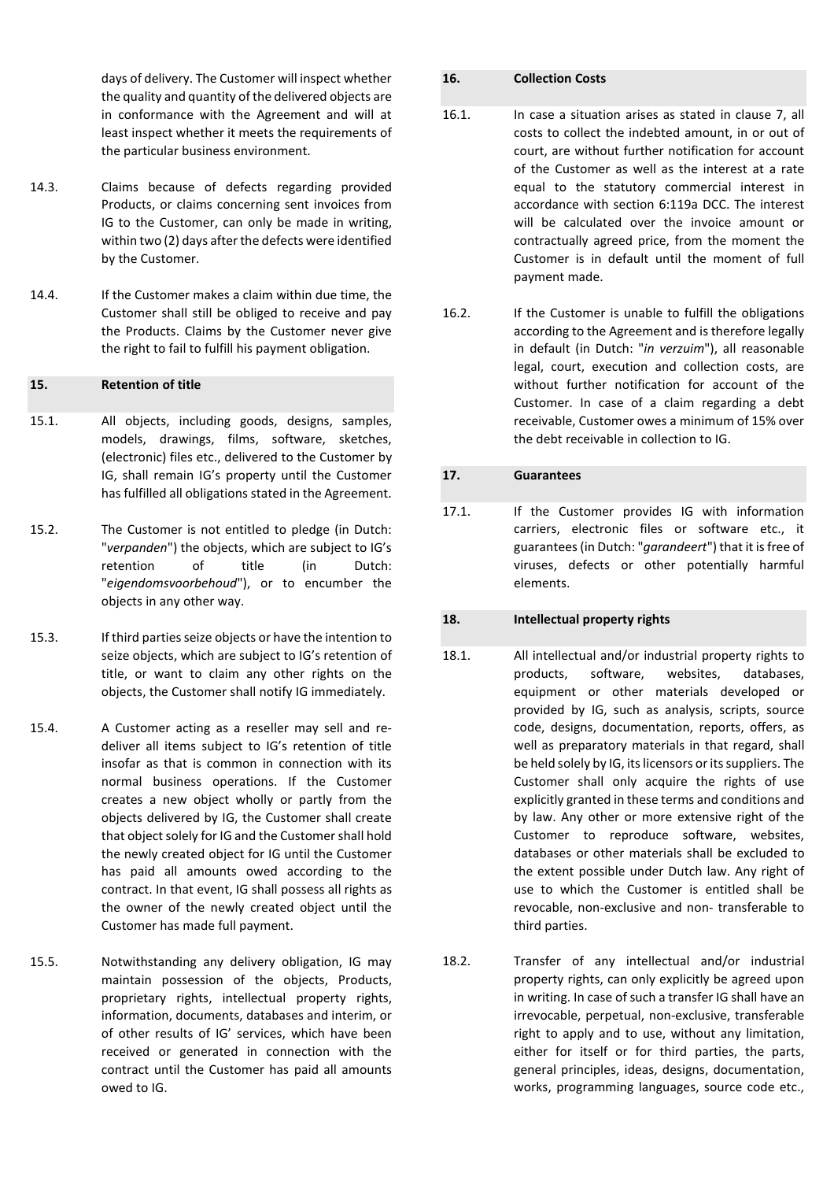days of delivery. The Customer will inspect whether the quality and quantity of the delivered objects are in conformance with the Agreement and will at least inspect whether it meets the requirements of the particular business environment.

14.3. Claims because of defects regarding provided Products, or claims concerning sent invoices from IG to the Customer, can only be made in writing, within two (2) days after the defects were identified by the Customer.

14.4. If the Customer makes a claim within due time, the Customer shall still be obliged to receive and pay the Products. Claims by the Customer never give the right to fail to fulfill his payment obligation.

## 15. Retention of title

15.1. All objects, including goods, designs, samples, models, drawings, films, software, sketches, (electronic) files etc., delivered to the Customer by IG, shall remain IG's property until the Customer has fulfilled all obligations stated in the Agreement.

15.2. The Customer is not entitled to pledge (in Dutch: "*verpanden*") the objects, which are subject to IG's retention of title (in Dutch: "*eigendomsvoorbehoud*"), or to encumber the objects in any other way.

15.3. If third parties seize objects or have the intention to seize objects, which are subject to IG's retention of title, or want to claim any other rights on the objects, the Customer shall notify IG immediately.

15.4. A Customer acting as a reseller may sell and re-deliver all items subject to IG's retention of title insofar as that is common in connection with its normal business operations. If the Customer creates a new object wholly or partly from the objects delivered by IG, the Customer shall create that object solely for IG and the Customer shall hold the newly created object for IG until the Customer has paid all amounts owed according to the contract. In that event, IG shall possess all rights as the owner of the newly created object until the Customer has made full payment.

15.5. Notwithstanding any delivery obligation, IG may maintain possession of the objects, Products, proprietary rights, intellectual property rights, information, documents, databases and interim, or of other results of IG' services, which have been received or generated in connection with the contract until the Customer has paid all amounts owed to IG.

## 16. Collection Costs

16.1. In case a situation arises as stated in clause 7, all costs to collect the indebted amount, in or out of court, are without further notification for account of the Customer as well as the interest at a rate equal to the statutory commercial interest in accordance with section 6:119a DCC. The interest will be calculated over the invoice amount or contractually agreed price, from the moment the Customer is in default until the moment of full payment made.

16.2. If the Customer is unable to fulfill the obligations according to the Agreement and is therefore legally in default (in Dutch: "*in verzuim*"), all reasonable legal, court, execution and collection costs, are without further notification for account of the Customer. In case of a claim regarding a debt receivable, Customer owes a minimum of 15% over the debt receivable in collection to IG.

## 17. Guarantees

17.1. If the Customer provides IG with information carriers, electronic files or software etc., it guarantees (in Dutch: "*garandeert*") that it is free of viruses, defects or other potentially harmful elements.

## 18. Intellectual property rights

18.1. All intellectual and/or industrial property rights to products, software, websites, databases, equipment or other materials developed or provided by IG, such as analysis, scripts, source code, designs, documentation, reports, offers, as well as preparatory materials in that regard, shall be held solely by IG, its licensors or its suppliers. The Customer shall only acquire the rights of use explicitly granted in these terms and conditions and by law. Any other or more extensive right of the Customer to reproduce software, websites, databases or other materials shall be excluded to the extent possible under Dutch law. Any right of use to which the Customer is entitled shall be revocable, non-exclusive and non- transferable to third parties.

18.2. Transfer of any intellectual and/or industrial property rights, can only explicitly be agreed upon in writing. In case of such a transfer IG shall have an irrevocable, perpetual, non-exclusive, transferable right to apply and to use, without any limitation, either for itself or for third parties, the parts, general principles, ideas, designs, documentation, works, programming languages, source code etc.,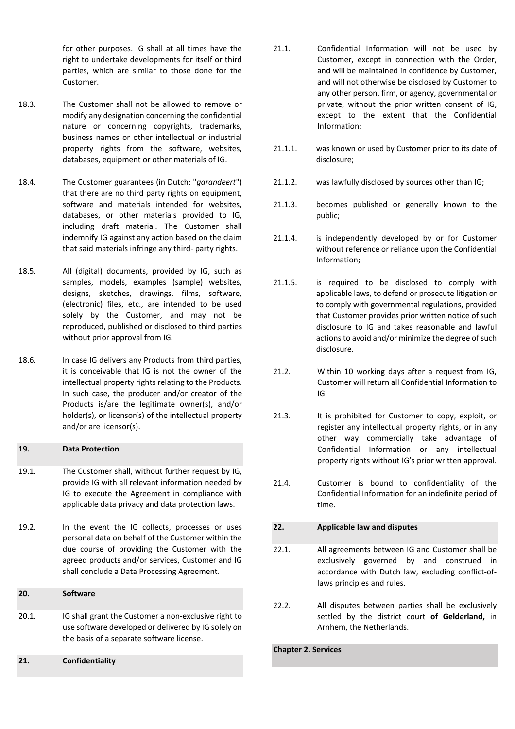for other purposes. IG shall at all times have the right to undertake developments for itself or third parties, which are similar to those done for the Customer.

18.3. The Customer shall not be allowed to remove or modify any designation concerning the confidential nature or concerning copyrights, trademarks, business names or other intellectual or industrial property rights from the software, websites, databases, equipment or other materials of IG.

18.4. The Customer guarantees (in Dutch: "*garandeert*") that there are no third party rights on equipment, software and materials intended for websites, databases, or other materials provided to IG, including draft material. The Customer shall indemnify IG against any action based on the claim that said materials infringe any third- party rights.

18.5. All (digital) documents, provided by IG, such as samples, models, examples (sample) websites, designs, sketches, drawings, films, software, (electronic) files, etc., are intended to be used solely by the Customer, and may not be reproduced, published or disclosed to third parties without prior approval from IG.

18.6. In case IG delivers any Products from third parties, it is conceivable that IG is not the owner of the intellectual property rights relating to the Products. In such case, the producer and/or creator of the Products is/are the legitimate owner(s), and/or holder(s), or licensor(s) of the intellectual property and/or are licensor(s).

## 19. Data Protection

19.1. The Customer shall, without further request by IG, provide IG with all relevant information needed by IG to execute the Agreement in compliance with applicable data privacy and data protection laws.

19.2. In the event the IG collects, processes or uses personal data on behalf of the Customer within the due course of providing the Customer with the agreed products and/or services, Customer and IG shall conclude a Data Processing Agreement.

## 20. Software

20.1. IG shall grant the Customer a non-exclusive right to use software developed or delivered by IG solely on the basis of a separate software license.

## 21. Confidentiality

21.1. Confidential Information will not be used by Customer, except in connection with the Order, and will be maintained in confidence by Customer, and will not otherwise be disclosed by Customer to any other person, firm, or agency, governmental or private, without the prior written consent of IG, except to the extent that the Confidential Information:

21.1.1. was known or used by Customer prior to its date of disclosure;

21.1.2. was lawfully disclosed by sources other than IG;

21.1.3. becomes published or generally known to the public;

21.1.4. is independently developed by or for Customer without reference or reliance upon the Confidential Information;

21.1.5. is required to be disclosed to comply with applicable laws, to defend or prosecute litigation or to comply with governmental regulations, provided that Customer provides prior written notice of such disclosure to IG and takes reasonable and lawful actions to avoid and/or minimize the degree of such disclosure.

21.2. Within 10 working days after a request from IG, Customer will return all Confidential Information to IG.

21.3. It is prohibited for Customer to copy, exploit, or register any intellectual property rights, or in any other way commercially take advantage of Confidential Information or any intellectual property rights without IG's prior written approval.

21.4. Customer is bound to confidentiality of the Confidential Information for an indefinite period of time.

## 22. Applicable law and disputes

22.1. All agreements between IG and Customer shall be exclusively governed by and construed in accordance with Dutch law, excluding conflict-of-laws principles and rules.

22.2. All disputes between parties shall be exclusively settled by the district court **of Gelderland,** in Arnhem, the Netherlands.

# Chapter 2. Services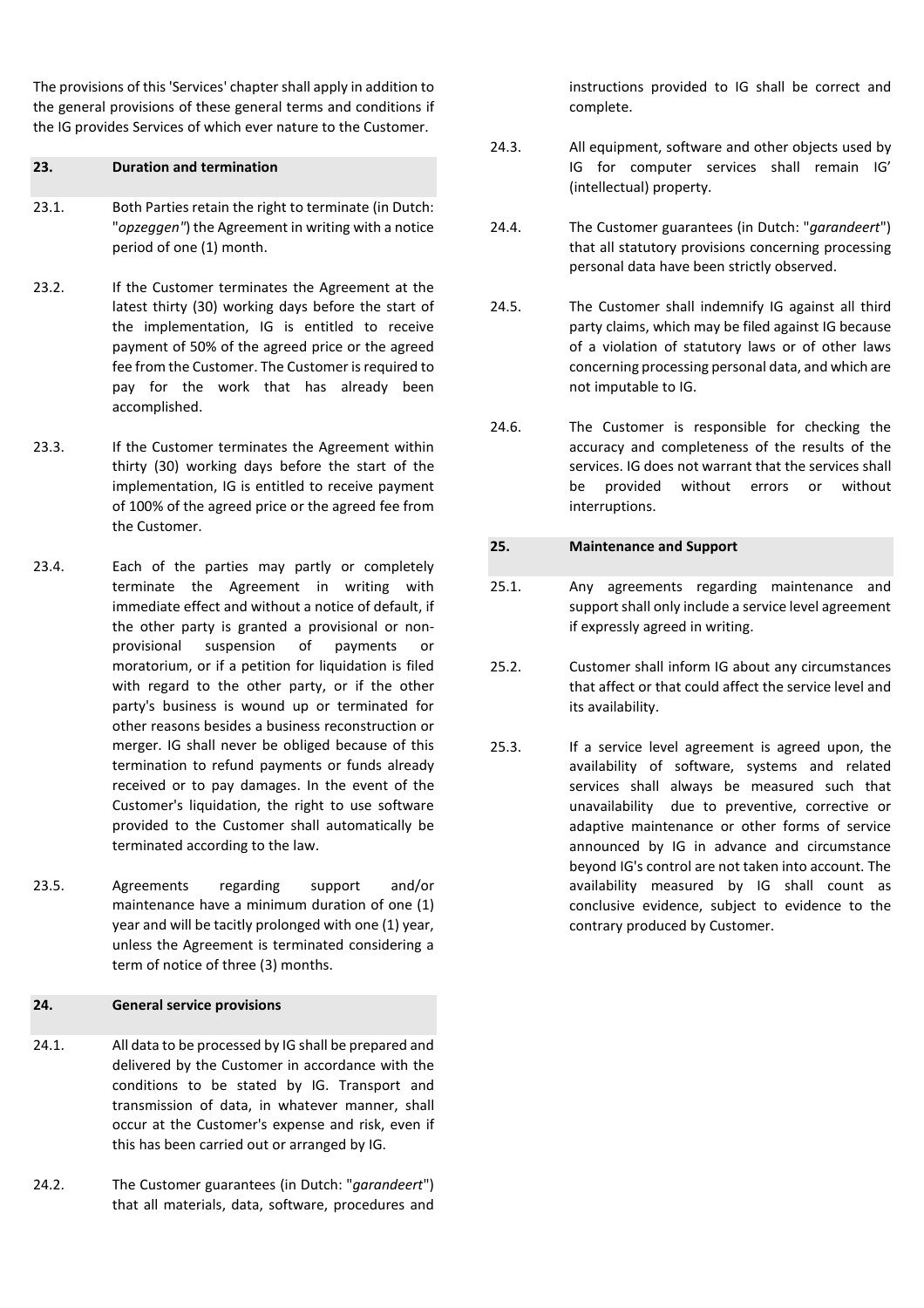The provisions of this 'Services' chapter shall apply in addition to the general provisions of these general terms and conditions if the IG provides Services of which ever nature to the Customer.

## 23. Duration and termination

23.1. Both Parties retain the right to terminate (in Dutch: "*opzeggen"*) the Agreement in writing with a notice period of one (1) month.

23.2. If the Customer terminates the Agreement at the latest thirty (30) working days before the start of the implementation, IG is entitled to receive payment of 50% of the agreed price or the agreed fee from the Customer. The Customer is required to pay for the work that has already been accomplished.

23.3. If the Customer terminates the Agreement within thirty (30) working days before the start of the implementation, IG is entitled to receive payment of 100% of the agreed price or the agreed fee from the Customer.

23.4. Each of the parties may partly or completely terminate the Agreement in writing with immediate effect and without a notice of default, if the other party is granted a provisional or non-provisional suspension of payments or moratorium, or if a petition for liquidation is filed with regard to the other party, or if the other party's business is wound up or terminated for other reasons besides a business reconstruction or merger. IG shall never be obliged because of this termination to refund payments or funds already received or to pay damages. In the event of the Customer's liquidation, the right to use software provided to the Customer shall automatically be terminated according to the law.

23.5. Agreements regarding support and/or maintenance have a minimum duration of one (1) year and will be tacitly prolonged with one (1) year, unless the Agreement is terminated considering a term of notice of three (3) months.

## 24. General service provisions

24.1. All data to be processed by IG shall be prepared and delivered by the Customer in accordance with the conditions to be stated by IG. Transport and transmission of data, in whatever manner, shall occur at the Customer's expense and risk, even if this has been carried out or arranged by IG.

24.2. The Customer guarantees (in Dutch: "*garandeert*") that all materials, data, software, procedures and instructions provided to IG shall be correct and complete.

24.3. All equipment, software and other objects used by IG for computer services shall remain IG' (intellectual) property.

24.4. The Customer guarantees (in Dutch: "*garandeert*") that all statutory provisions concerning processing personal data have been strictly observed.

24.5. The Customer shall indemnify IG against all third party claims, which may be filed against IG because of a violation of statutory laws or of other laws concerning processing personal data, and which are not imputable to IG.

24.6. The Customer is responsible for checking the accuracy and completeness of the results of the services. IG does not warrant that the services shall be provided without errors or without interruptions.

## 25. Maintenance and Support

25.1. Any agreements regarding maintenance and support shall only include a service level agreement if expressly agreed in writing.

25.2. Customer shall inform IG about any circumstances that affect or that could affect the service level and its availability.

25.3. If a service level agreement is agreed upon, the availability of software, systems and related services shall always be measured such that unavailability due to preventive, corrective or adaptive maintenance or other forms of service announced by IG in advance and circumstance beyond IG's control are not taken into account. The availability measured by IG shall count as conclusive evidence, subject to evidence to the contrary produced by Customer.